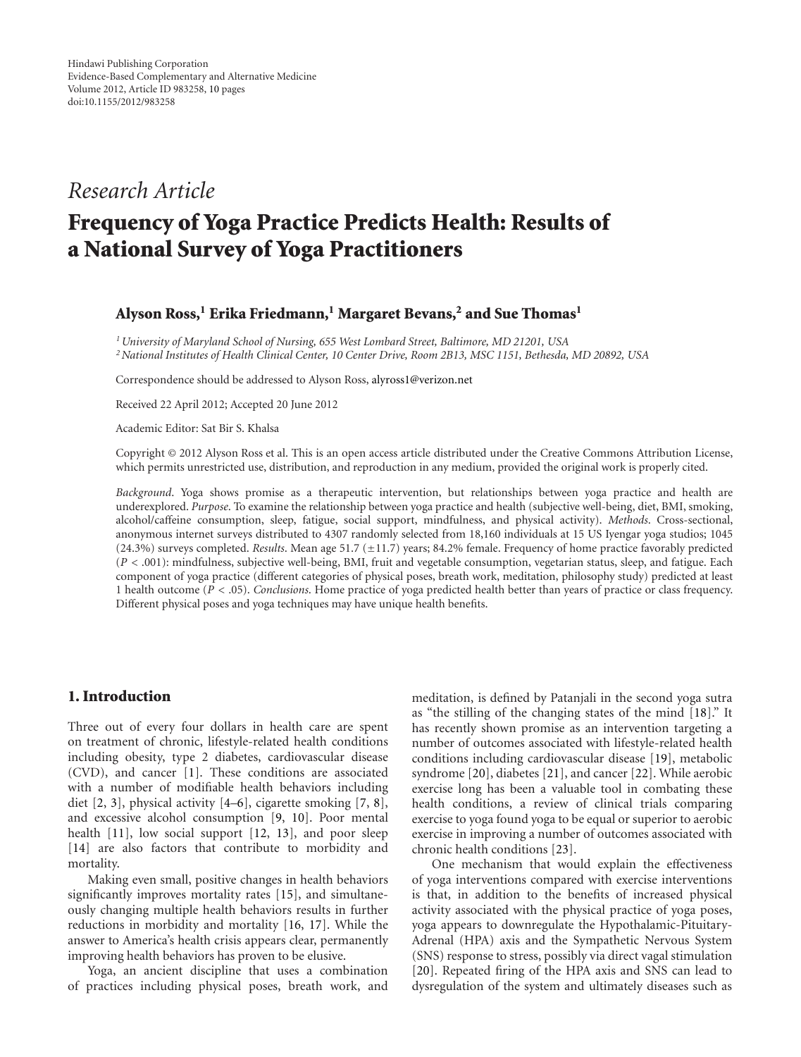Hindawi Publishing Corporation
Evidence-Based Complementary and Alternative Medicine
Volume 2012, Article ID 983258, 10 pages
doi:10.1155/2012/983258

*Research Article*

# Frequency of Yoga Practice Predicts Health: Results of a National Survey of Yoga Practitioners

**Alyson Ross,[1] Erika Friedmann,[1] Margaret Bevans,[2] and Sue Thomas[1]**

[1] *University of Maryland School of Nursing, 655 West Lombard Street, Baltimore, MD 21201, USA*
[2] *National Institutes of Health Clinical Center, 10 Center Drive, Room 2B13, MSC 1151, Bethesda, MD 20892, USA*

Correspondence should be addressed to Alyson Ross, alyross1@verizon.net

Received 22 April 2012; Accepted 20 June 2012

Academic Editor: Sat Bir S. Khalsa

Copyright © 2012 Alyson Ross et al. This is an open access article distributed under the Creative Commons Attribution License, which permits unrestricted use, distribution, and reproduction in any medium, provided the original work is properly cited.

*Background*. Yoga shows promise as a therapeutic intervention, but relationships between yoga practice and health are underexplored. *Purpose*. To examine the relationship between yoga practice and health (subjective well-being, diet, BMI, smoking, alcohol/caffeine consumption, sleep, fatigue, social support, mindfulness, and physical activity). *Methods*. Cross-sectional, anonymous internet surveys distributed to 4307 randomly selected from 18,160 individuals at 15 US Iyengar yoga studios; 1045 (24.3%) surveys completed. *Results*. Mean age 51.7 (±11.7) years; 84.2% female. Frequency of home practice favorably predicted ($P < .001$): mindfulness, subjective well-being, BMI, fruit and vegetable consumption, vegetarian status, sleep, and fatigue. Each component of yoga practice (different categories of physical poses, breath work, meditation, philosophy study) predicted at least 1 health outcome ($P < .05$). *Conclusions*. Home practice of yoga predicted health better than years of practice or class frequency. Different physical poses and yoga techniques may have unique health benefits.

## 1. Introduction

Three out of every four dollars in health care are spent on treatment of chronic, lifestyle-related health conditions including obesity, type 2 diabetes, cardiovascular disease (CVD), and cancer [1]. These conditions are associated with a number of modifiable health behaviors including diet [2, 3], physical activity [4–6], cigarette smoking [7, 8], and excessive alcohol consumption [9, 10]. Poor mental health [11], low social support [12, 13], and poor sleep [14] are also factors that contribute to morbidity and mortality.

Making even small, positive changes in health behaviors significantly improves mortality rates [15], and simultaneously changing multiple health behaviors results in further reductions in morbidity and mortality [16, 17]. While the answer to America's health crisis appears clear, permanently improving health behaviors has proven to be elusive.

Yoga, an ancient discipline that uses a combination of practices including physical poses, breath work, and meditation, is defined by Patanjali in the second yoga sutra as "the stilling of the changing states of the mind [18]." It has recently shown promise as an intervention targeting a number of outcomes associated with lifestyle-related health conditions including cardiovascular disease [19], metabolic syndrome [20], diabetes [21], and cancer [22]. While aerobic exercise long has been a valuable tool in combating these health conditions, a review of clinical trials comparing exercise to yoga found yoga to be equal or superior to aerobic exercise in improving a number of outcomes associated with chronic health conditions [23].

One mechanism that would explain the effectiveness of yoga interventions compared with exercise interventions is that, in addition to the benefits of increased physical activity associated with the physical practice of yoga poses, yoga appears to downregulate the Hypothalamic-Pituitary-Adrenal (HPA) axis and the Sympathetic Nervous System (SNS) response to stress, possibly via direct vagal stimulation [20]. Repeated firing of the HPA axis and SNS can lead to dysregulation of the system and ultimately diseases such as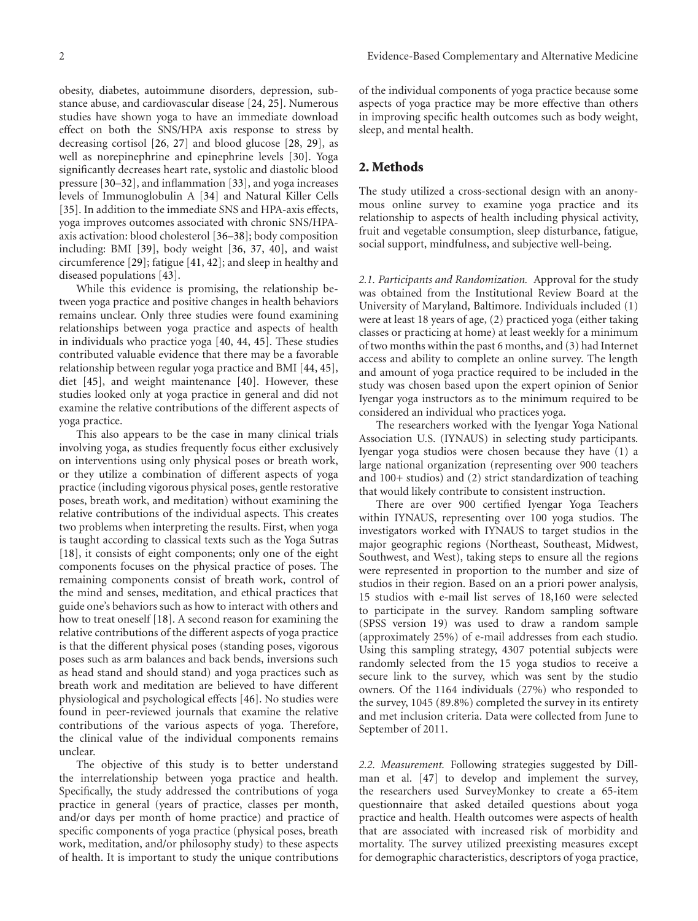obesity, diabetes, autoimmune disorders, depression, substance abuse, and cardiovascular disease [24, 25]. Numerous studies have shown yoga to have an immediate download effect on both the SNS/HPA axis response to stress by decreasing cortisol [26, 27] and blood glucose [28, 29], as well as norepinephrine and epinephrine levels [30]. Yoga significantly decreases heart rate, systolic and diastolic blood pressure [30–32], and inflammation [33], and yoga increases levels of Immunoglobulin A [34] and Natural Killer Cells [35]. In addition to the immediate SNS and HPA-axis effects, yoga improves outcomes associated with chronic SNS/HPA-axis activation: blood cholesterol [36–38]; body composition including: BMI [39], body weight [36, 37, 40], and waist circumference [29]; fatigue [41, 42]; and sleep in healthy and diseased populations [43].

While this evidence is promising, the relationship between yoga practice and positive changes in health behaviors remains unclear. Only three studies were found examining relationships between yoga practice and aspects of health in individuals who practice yoga [40, 44, 45]. These studies contributed valuable evidence that there may be a favorable relationship between regular yoga practice and BMI [44, 45], diet [45], and weight maintenance [40]. However, these studies looked only at yoga practice in general and did not examine the relative contributions of the different aspects of yoga practice.

This also appears to be the case in many clinical trials involving yoga, as studies frequently focus either exclusively on interventions using only physical poses or breath work, or they utilize a combination of different aspects of yoga practice (including vigorous physical poses, gentle restorative poses, breath work, and meditation) without examining the relative contributions of the individual aspects. This creates two problems when interpreting the results. First, when yoga is taught according to classical texts such as the Yoga Sutras [18], it consists of eight components; only one of the eight components focuses on the physical practice of poses. The remaining components consist of breath work, control of the mind and senses, meditation, and ethical practices that guide one's behaviors such as how to interact with others and how to treat oneself [18]. A second reason for examining the relative contributions of the different aspects of yoga practice is that the different physical poses (standing poses, vigorous poses such as arm balances and back bends, inversions such as head stand and should stand) and yoga practices such as breath work and meditation are believed to have different physiological and psychological effects [46]. No studies were found in peer-reviewed journals that examine the relative contributions of the various aspects of yoga. Therefore, the clinical value of the individual components remains unclear.

The objective of this study is to better understand the interrelationship between yoga practice and health. Specifically, the study addressed the contributions of yoga practice in general (years of practice, classes per month, and/or days per month of home practice) and practice of specific components of yoga practice (physical poses, breath work, meditation, and/or philosophy study) to these aspects of health. It is important to study the unique contributions of the individual components of yoga practice because some aspects of yoga practice may be more effective than others in improving specific health outcomes such as body weight, sleep, and mental health.

## 2. Methods

The study utilized a cross-sectional design with an anonymous online survey to examine yoga practice and its relationship to aspects of health including physical activity, fruit and vegetable consumption, sleep disturbance, fatigue, social support, mindfulness, and subjective well-being.

*2.1. Participants and Randomization.* Approval for the study was obtained from the Institutional Review Board at the University of Maryland, Baltimore. Individuals included (1) were at least 18 years of age, (2) practiced yoga (either taking classes or practicing at home) at least weekly for a minimum of two months within the past 6 months, and (3) had Internet access and ability to complete an online survey. The length and amount of yoga practice required to be included in the study was chosen based upon the expert opinion of Senior Iyengar yoga instructors as to the minimum required to be considered an individual who practices yoga.

The researchers worked with the Iyengar Yoga National Association U.S. (IYNAUS) in selecting study participants. Iyengar yoga studios were chosen because they have (1) a large national organization (representing over 900 teachers and 100+ studios) and (2) strict standardization of teaching that would likely contribute to consistent instruction.

There are over 900 certified Iyengar Yoga Teachers within IYNAUS, representing over 100 yoga studios. The investigators worked with IYNAUS to target studios in the major geographic regions (Northeast, Southeast, Midwest, Southwest, and West), taking steps to ensure all the regions were represented in proportion to the number and size of studios in their region. Based on an a priori power analysis, 15 studios with e-mail list serves of 18,160 were selected to participate in the survey. Random sampling software (SPSS version 19) was used to draw a random sample (approximately 25%) of e-mail addresses from each studio. Using this sampling strategy, 4307 potential subjects were randomly selected from the 15 yoga studios to receive a secure link to the survey, which was sent by the studio owners. Of the 1164 individuals (27%) who responded to the survey, 1045 (89.8%) completed the survey in its entirety and met inclusion criteria. Data were collected from June to September of 2011.

*2.2. Measurement.* Following strategies suggested by Dillman et al. [47] to develop and implement the survey, the researchers used SurveyMonkey to create a 65-item questionnaire that asked detailed questions about yoga practice and health. Health outcomes were aspects of health that are associated with increased risk of morbidity and mortality. The survey utilized preexisting measures except for demographic characteristics, descriptors of yoga practice,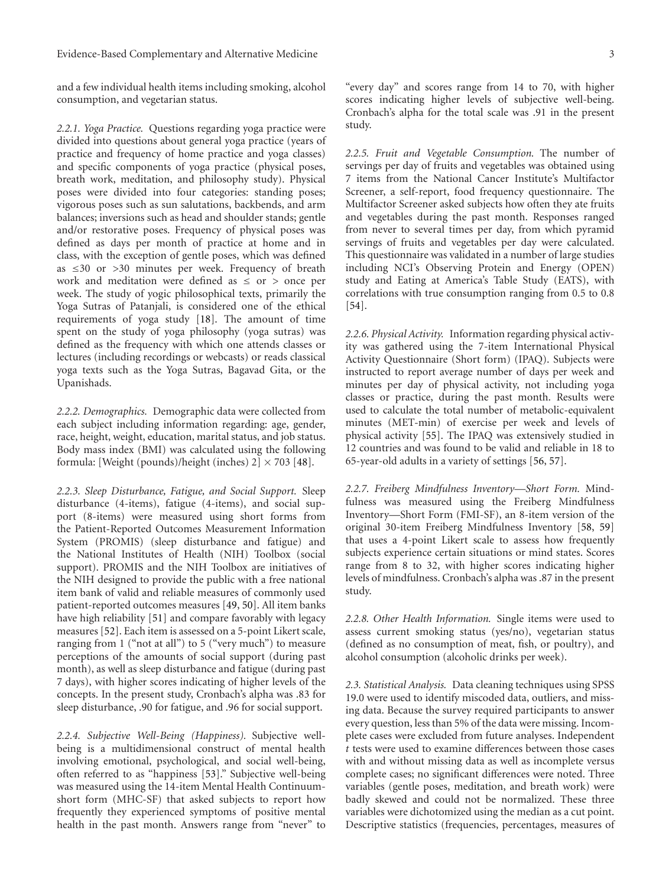and a few individual health items including smoking, alcohol consumption, and vegetarian status.

*2.2.1. Yoga Practice.* Questions regarding yoga practice were divided into questions about general yoga practice (years of practice and frequency of home practice and yoga classes) and specific components of yoga practice (physical poses, breath work, meditation, and philosophy study). Physical poses were divided into four categories: standing poses; vigorous poses such as sun salutations, backbends, and arm balances; inversions such as head and shoulder stands; gentle and/or restorative poses. Frequency of physical poses was defined as days per month of practice at home and in class, with the exception of gentle poses, which was defined as $\leq 30$ or $>30$ minutes per week. Frequency of breath work and meditation were defined as $\leq$ or $>$ once per week. The study of yogic philosophical texts, primarily the Yoga Sutras of Patanjali, is considered one of the ethical requirements of yoga study [18]. The amount of time spent on the study of yoga philosophy (yoga sutras) was defined as the frequency with which one attends classes or lectures (including recordings or webcasts) or reads classical yoga texts such as the Yoga Sutras, Bagavad Gita, or the Upanishads.

*2.2.2. Demographics.* Demographic data were collected from each subject including information regarding: age, gender, race, height, weight, education, marital status, and job status. Body mass index (BMI) was calculated using the following formula: [Weight (pounds)/height (inches) 2] $\times$ 703 [48].

*2.2.3. Sleep Disturbance, Fatigue, and Social Support.* Sleep disturbance (4-items), fatigue (4-items), and social support (8-items) were measured using short forms from the Patient-Reported Outcomes Measurement Information System (PROMIS) (sleep disturbance and fatigue) and the National Institutes of Health (NIH) Toolbox (social support). PROMIS and the NIH Toolbox are initiatives of the NIH designed to provide the public with a free national item bank of valid and reliable measures of commonly used patient-reported outcomes measures [49, 50]. All item banks have high reliability [51] and compare favorably with legacy measures [52]. Each item is assessed on a 5-point Likert scale, ranging from 1 ("not at all") to 5 ("very much") to measure perceptions of the amounts of social support (during past month), as well as sleep disturbance and fatigue (during past 7 days), with higher scores indicating of higher levels of the concepts. In the present study, Cronbach's alpha was .83 for sleep disturbance, .90 for fatigue, and .96 for social support.

*2.2.4. Subjective Well-Being (Happiness).* Subjective well-being is a multidimensional construct of mental health involving emotional, psychological, and social well-being, often referred to as "happiness [53]." Subjective well-being was measured using the 14-item Mental Health Continuum-short form (MHC-SF) that asked subjects to report how frequently they experienced symptoms of positive mental health in the past month. Answers range from "never" to "every day" and scores range from 14 to 70, with higher scores indicating higher levels of subjective well-being. Cronbach's alpha for the total scale was .91 in the present study.

*2.2.5. Fruit and Vegetable Consumption.* The number of servings per day of fruits and vegetables was obtained using 7 items from the National Cancer Institute's Multifactor Screener, a self-report, food frequency questionnaire. The Multifactor Screener asked subjects how often they ate fruits and vegetables during the past month. Responses ranged from never to several times per day, from which pyramid servings of fruits and vegetables per day were calculated. This questionnaire was validated in a number of large studies including NCI's Observing Protein and Energy (OPEN) study and Eating at America's Table Study (EATS), with correlations with true consumption ranging from 0.5 to 0.8 [54].

*2.2.6. Physical Activity.* Information regarding physical activity was gathered using the 7-item International Physical Activity Questionnaire (Short form) (IPAQ). Subjects were instructed to report average number of days per week and minutes per day of physical activity, not including yoga classes or practice, during the past month. Results were used to calculate the total number of metabolic-equivalent minutes (MET-min) of exercise per week and levels of physical activity [55]. The IPAQ was extensively studied in 12 countries and was found to be valid and reliable in 18 to 65-year-old adults in a variety of settings [56, 57].

*2.2.7. Freiberg Mindfulness Inventory—Short Form.* Mindfulness was measured using the Freiberg Mindfulness Inventory—Short Form (FMI-SF), an 8-item version of the original 30-item Freiberg Mindfulness Inventory [58, 59] that uses a 4-point Likert scale to assess how frequently subjects experience certain situations or mind states. Scores range from 8 to 32, with higher scores indicating higher levels of mindfulness. Cronbach's alpha was .87 in the present study.

*2.2.8. Other Health Information.* Single items were used to assess current smoking status (yes/no), vegetarian status (defined as no consumption of meat, fish, or poultry), and alcohol consumption (alcoholic drinks per week).

*2.3. Statistical Analysis.* Data cleaning techniques using SPSS 19.0 were used to identify miscoded data, outliers, and missing data. Because the survey required participants to answer every question, less than 5% of the data were missing. Incomplete cases were excluded from future analyses. Independent $t$ tests were used to examine differences between those cases with and without missing data as well as incomplete versus complete cases; no significant differences were noted. Three variables (gentle poses, meditation, and breath work) were badly skewed and could not be normalized. These three variables were dichotomized using the median as a cut point. Descriptive statistics (frequencies, percentages, measures of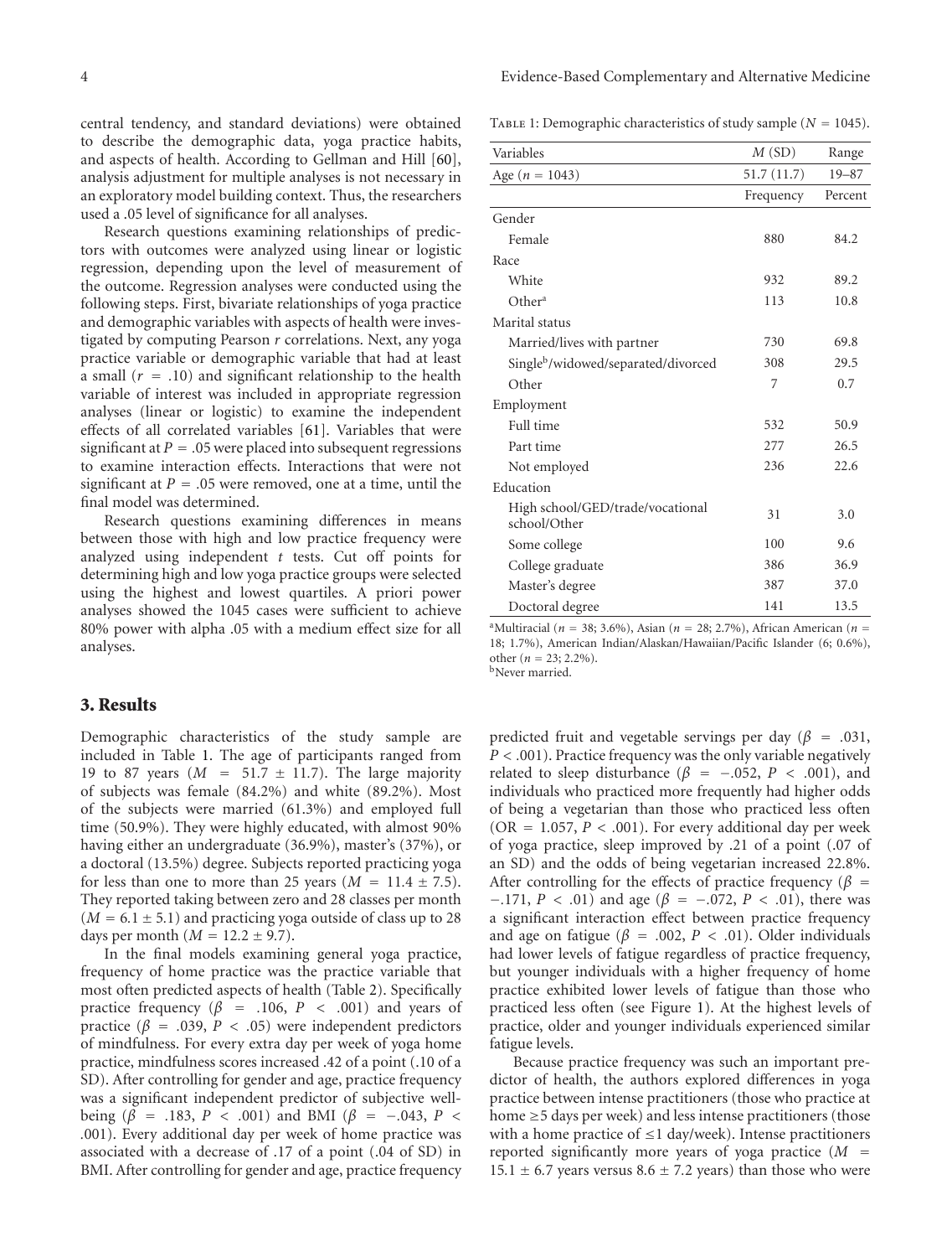central tendency, and standard deviations) were obtained to describe the demographic data, yoga practice habits, and aspects of health. According to Gellman and Hill [60], analysis adjustment for multiple analyses is not necessary in an exploratory model building context. Thus, the researchers used a .05 level of significance for all analyses.

Research questions examining relationships of predictors with outcomes were analyzed using linear or logistic regression, depending upon the level of measurement of the outcome. Regression analyses were conducted using the following steps. First, bivariate relationships of yoga practice and demographic variables with aspects of health were investigated by computing Pearson $r$ correlations. Next, any yoga practice variable or demographic variable that had at least a small ($r = .10$) and significant relationship to the health variable of interest was included in appropriate regression analyses (linear or logistic) to examine the independent effects of all correlated variables [61]. Variables that were significant at $P = .05$ were placed into subsequent regressions to examine interaction effects. Interactions that were not significant at $P = .05$ were removed, one at a time, until the final model was determined.

Research questions examining differences in means between those with high and low practice frequency were analyzed using independent $t$ tests. Cut off points for determining high and low yoga practice groups were selected using the highest and lowest quartiles. A priori power analyses showed the 1045 cases were sufficient to achieve 80% power with alpha .05 with a medium effect size for all analyses.

## 3. Results

Demographic characteristics of the study sample are included in Table 1. The age of participants ranged from 19 to 87 years ($M = 51.7 \pm 11.7$). The large majority of subjects was female (84.2%) and white (89.2%). Most of the subjects were married (61.3%) and employed full time (50.9%). They were highly educated, with almost 90% having either an undergraduate (36.9%), master's (37%), or a doctoral (13.5%) degree. Subjects reported practicing yoga for less than one to more than 25 years ($M = 11.4 \pm 7.5$). They reported taking between zero and 28 classes per month ($M = 6.1 \pm 5.1$) and practicing yoga outside of class up to 28 days per month ($M = 12.2 \pm 9.7$).

In the final models examining general yoga practice, frequency of home practice was the practice variable that most often predicted aspects of health (Table 2). Specifically practice frequency ($\beta = .106$, $P < .001$) and years of practice ($\beta = .039$, $P < .05$) were independent predictors of mindfulness. For every extra day per week of yoga home practice, mindfulness scores increased .42 of a point (.10 of a SD). After controlling for gender and age, practice frequency was a significant independent predictor of subjective well-being ($\beta = .183$, $P < .001$) and BMI ($\beta = -.043$, $P < .001$). Every additional day per week of home practice was associated with a decrease of .17 of a point (.04 of SD) in BMI. After controlling for gender and age, practice frequency predicted fruit and vegetable servings per day ($\beta = .031$, $P < .001$). Practice frequency was the only variable negatively related to sleep disturbance ($\beta = -.052$, $P < .001$), and individuals who practiced more frequently had higher odds of being a vegetarian than those who practiced less often (OR = 1.057, $P < .001$). For every additional day per week of yoga practice, sleep improved by .21 of a point (.07 of an SD) and the odds of being vegetarian increased 22.8%. After controlling for the effects of practice frequency ($\beta = -.171$, $P < .01$) and age ($\beta = -.072$, $P < .01$), there was a significant interaction effect between practice frequency and age on fatigue ($\beta = .002$, $P < .01$). Older individuals had lower levels of fatigue regardless of practice frequency, but younger individuals with a higher frequency of home practice exhibited lower levels of fatigue than those who practiced less often (see Figure 1). At the highest levels of practice, older and younger individuals experienced similar fatigue levels.

Because practice frequency was such an important predictor of health, the authors explored differences in yoga practice between intense practitioners (those who practice at home ≥5 days per week) and less intense practitioners (those with a home practice of ≤1 day/week). Intense practitioners reported significantly more years of yoga practice ($M = 15.1 \pm 6.7$ years versus $8.6 \pm 7.2$ years) than those who were

Table 1: Demographic characteristics of study sample ($N = 1045$).

| Variables | $M$ (SD) | Range |
|---|---|---|
| Age ($n = 1043$) | 51.7 (11.7) | 19–87 |
| | Frequency | Percent |
| Gender | | |
| Female | 880 | 84.2 |
| Race | | |
| White | 932 | 89.2 |
| Other[a] | 113 | 10.8 |
| Marital status | | |
| Married/lives with partner | 730 | 69.8 |
| Single[b]/widowed/separated/divorced | 308 | 29.5 |
| Other | 7 | 0.7 |
| Employment | | |
| Full time | 532 | 50.9 |
| Part time | 277 | 26.5 |
| Not employed | 236 | 22.6 |
| Education | | |
| High school/GED/trade/vocational school/Other | 31 | 3.0 |
| Some college | 100 | 9.6 |
| College graduate | 386 | 36.9 |
| Master's degree | 387 | 37.0 |
| Doctoral degree | 141 | 13.5 |

[a]Multiracial ($n = 38$; 3.6%), Asian ($n = 28$; 2.7%), African American ($n = 18$; 1.7%), American Indian/Alaskan/Hawaiian/Pacific Islander (6; 0.6%), other ($n = 23$; 2.2%).
[b]Never married.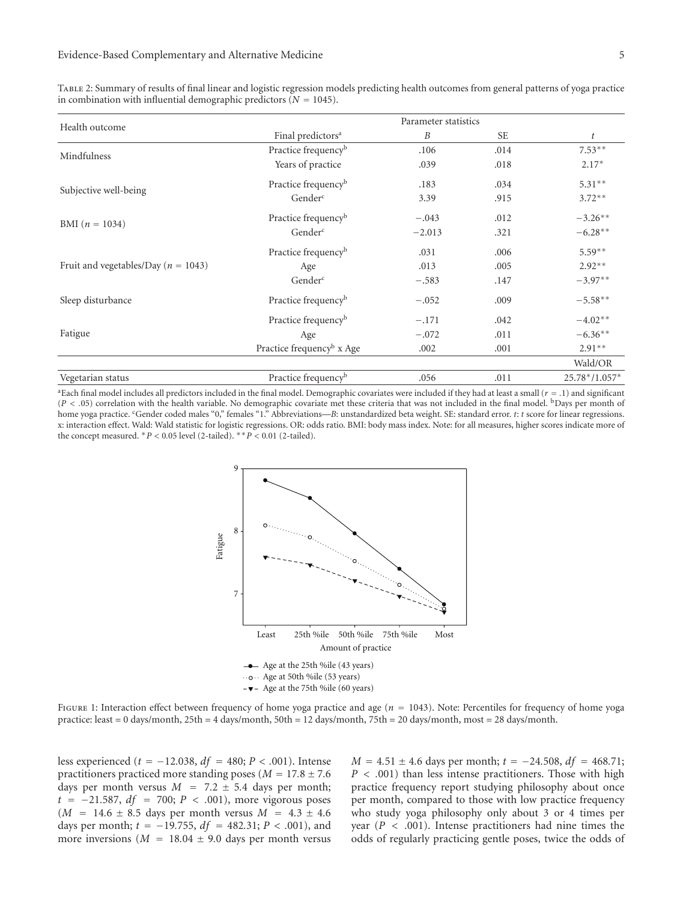Table 2: Summary of results of final linear and logistic regression models predicting health outcomes from general patterns of yoga practice in combination with influential demographic predictors ($N = 1045$).

| Health outcome | Final predictors[a] | $B$ | SE | $t$ |
|---|---|---|---|---|
| Mindfulness | Practice frequency[b] | .106 | .014 | 7.53** |
| | Years of practice | .039 | .018 | 2.17* |
| Subjective well-being | Practice frequency[b] | .183 | .034 | 5.31** |
| | Gender[c] | 3.39 | .915 | 3.72** |
| BMI ($n = 1034$) | Practice frequency[b] | −.043 | .012 | −3.26** |
| | Gender[c] | −2.013 | .321 | −6.28** |
| Fruit and vegetables/Day ($n = 1043$) | Practice frequency[b] | .031 | .006 | 5.59** |
| | Age | .013 | .005 | 2.92** |
| | Gender[c] | −.583 | .147 | −3.97** |
| Sleep disturbance | Practice frequency[b] | −.052 | .009 | −5.58** |
| Fatigue | Practice frequency[b] | −.171 | .042 | −4.02** |
| | Age | −.072 | .011 | −6.36** |
| | Practice frequency[b] x Age | .002 | .001 | 2.91** |
| | | | | Wald/OR |
| Vegetarian status | Practice frequency[b] | .056 | .011 | 25.78*/1.057* |

[a]Each final model includes all predictors included in the final model. Demographic covariates were included if they had at least a small ($r = .1$) and significant ($P < .05$) correlation with the health variable. No demographic covariate met these criteria that was not included in the final model. [b]Days per month of home yoga practice. [c]Gender coded males "0," females "1." Abbreviations—$B$: unstandardized beta weight. SE: standard error. $t$: $t$ score for linear regressions. x: interaction effect. Wald: Wald statistic for logistic regressions. OR: odds ratio. BMI: body mass index. Note: for all measures, higher scores indicate more of the concept measured. *$P < 0.05$ level (2-tailed). **$P < 0.01$ (2-tailed).

Figure 1: Interaction effect between frequency of home yoga practice and age ($n = 1043$). Note: Percentiles for frequency of home yoga practice: least = 0 days/month, 25th = 4 days/month, 50th = 12 days/month, 75th = 20 days/month, most = 28 days/month.

less experienced ($t = -12.038$, $df = 480$; $P < .001$). Intense practitioners practiced more standing poses ($M = 17.8 \pm 7.6$ days per month versus $M = 7.2 \pm 5.4$ days per month; $t = -21.587$, $df = 700$; $P < .001$), more vigorous poses ($M = 14.6 \pm 8.5$ days per month versus $M = 4.3 \pm 4.6$ days per month; $t = -19.755$, $df = 482.31$; $P < .001$), and more inversions ($M = 18.04 \pm 9.0$ days per month versus $M = 4.51 \pm 4.6$ days per month; $t = -24.508$, $df = 468.71$; $P < .001$) than less intense practitioners. Those with high practice frequency report studying philosophy about once per month, compared to those with low practice frequency who study yoga philosophy only about 3 or 4 times per year ($P < .001$). Intense practitioners had nine times the odds of regularly practicing gentle poses, twice the odds of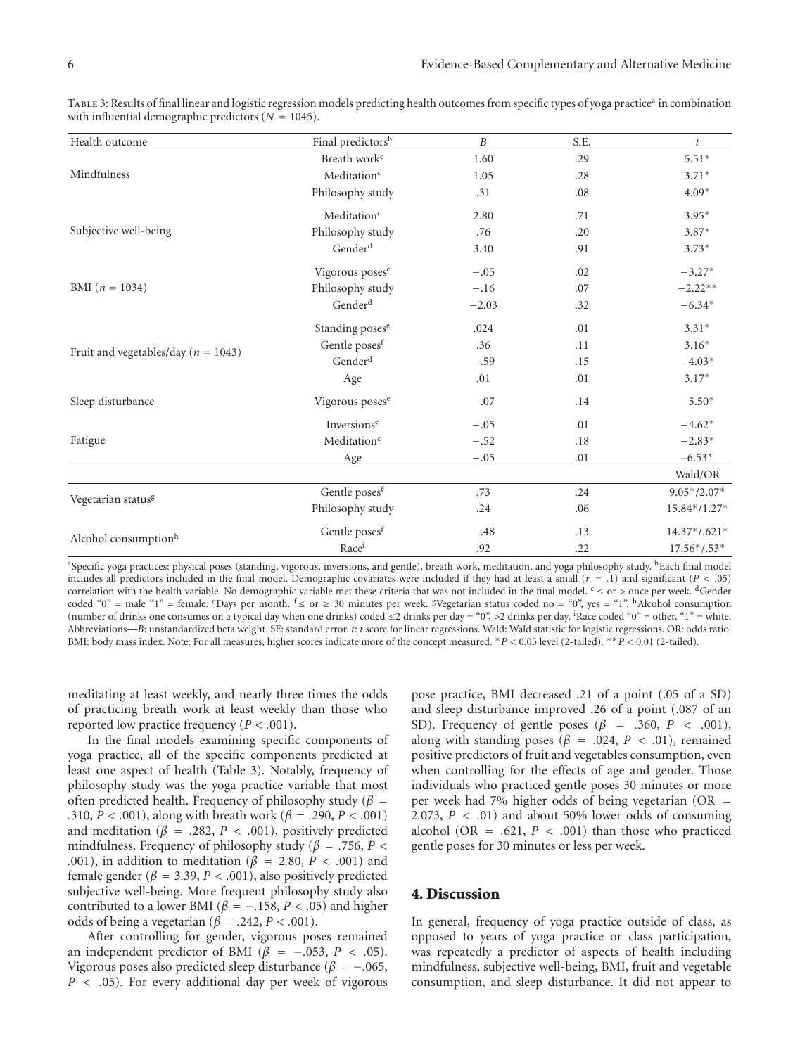Table 3: Results of final linear and logistic regression models predicting health outcomes from specific types of yoga practice[a] in combination with influential demographic predictors ($N = 1045$).

| Health outcome | Final predictors[b] | $B$ | S.E. | $t$ |
|---|---|---|---|---|
| Mindfulness | Breath work[c] | 1.60 | .29 | 5.51* |
| | Meditation[c] | 1.05 | .28 | 3.71* |
| | Philosophy study | .31 | .08 | 4.09* |
| Subjective well-being | Meditation[c] | 2.80 | .71 | 3.95* |
| | Philosophy study | .76 | .20 | 3.87* |
| | Gender[d] | 3.40 | .91 | 3.73* |
| BMI ($n = 1034$) | Vigorous poses[e] | −.05 | .02 | −3.27* |
| | Philosophy study | −.16 | .07 | −2.22** |
| | Gender[d] | −2.03 | .32 | −6.34* |
| Fruit and vegetables/day ($n = 1043$) | Standing poses[e] | .024 | .01 | 3.31* |
| | Gentle poses[f] | .36 | .11 | 3.16* |
| | Gender[d] | −.59 | .15 | −4.03* |
| | Age | .01 | .01 | 3.17* |
| Sleep disturbance | Vigorous poses[e] | −.07 | .14 | −5.50* |
| Fatigue | Inversions[e] | −.05 | .01 | −4.62* |
| | Meditation[c] | −.52 | .18 | −2.83* |
| | Age | −.05 | .01 | −6.53* |
| | | | | Wald/OR |
| Vegetarian status[g] | Gentle poses[f] | .73 | .24 | 9.05*/2.07* |
| | Philosophy study | .24 | .06 | 15.84*/1.27* |
| Alcohol consumption[h] | Gentle poses[f] | −.48 | .13 | 14.37*/.621* |
| | Race[i] | .92 | .22 | 17.56*/.53* |

[a]Specific yoga practices: physical poses (standing, vigorous, inversions, and gentle), breath work, meditation, and yoga philosophy study. [b]Each final model includes all predictors included in the final model. Demographic covariates were included if they had at least a small ($r = .1$) and significant ($P < .05$) correlation with the health variable. No demographic variable met these criteria that was not included in the final model. [c] ≤ or > once per week. [d]Gender coded "0" = male "1" = female. [e]Days per month. [f]≤ or ≥ 30 minutes per week. [g]Vegetarian status coded no = "0", yes = "1". [h]Alcohol consumption (number of drinks one consumes on a typical day when one drinks) coded ≤2 drinks per day = "0", >2 drinks per day. [i]Race coded "0" = other, "1" = white. Abbreviations—$B$: unstandardized beta weight. SE: standard error. $t$: $t$ score for linear regressions. Wald: Wald statistic for logistic regressions. OR: odds ratio. BMI: body mass index. Note: For all measures, higher scores indicate more of the concept measured. *$P < 0.05$ level (2-tailed). **$P < 0.01$ (2-tailed).

meditating at least weekly, and nearly three times the odds of practicing breath work at least weekly than those who reported low practice frequency ($P < .001$).

In the final models examining specific components of yoga practice, all of the specific components predicted at least one aspect of health (Table 3). Notably, frequency of philosophy study was the yoga practice variable that most often predicted health. Frequency of philosophy study ($\beta = .310$, $P < .001$), along with breath work ($\beta = .290$, $P < .001$) and meditation ($\beta = .282$, $P < .001$), positively predicted mindfulness. Frequency of philosophy study ($\beta = .756$, $P < .001$), in addition to meditation ($\beta = 2.80$, $P < .001$) and female gender ($\beta = 3.39$, $P < .001$), also positively predicted subjective well-being. More frequent philosophy study also contributed to a lower BMI ($\beta = -.158$, $P < .05$) and higher odds of being a vegetarian ($\beta = .242$, $P < .001$).

After controlling for gender, vigorous poses remained an independent predictor of BMI ($\beta = -.053$, $P < .05$). Vigorous poses also predicted sleep disturbance ($\beta = -.065$, $P < .05$). For every additional day per week of vigorous pose practice, BMI decreased .21 of a point (.05 of a SD) and sleep disturbance improved .26 of a point (.087 of an SD). Frequency of gentle poses ($\beta = .360$, $P < .001$), along with standing poses ($\beta = .024$, $P < .01$), remained positive predictors of fruit and vegetables consumption, even when controlling for the effects of age and gender. Those individuals who practiced gentle poses 30 minutes or more per week had 7% higher odds of being vegetarian (OR = 2.073, $P < .01$) and about 50% lower odds of consuming alcohol (OR = .621, $P < .001$) than those who practiced gentle poses for 30 minutes or less per week.

## 4. Discussion

In general, frequency of yoga practice outside of class, as opposed to years of yoga practice or class participation, was repeatedly a predictor of aspects of health including mindfulness, subjective well-being, BMI, fruit and vegetable consumption, and sleep disturbance. It did not appear to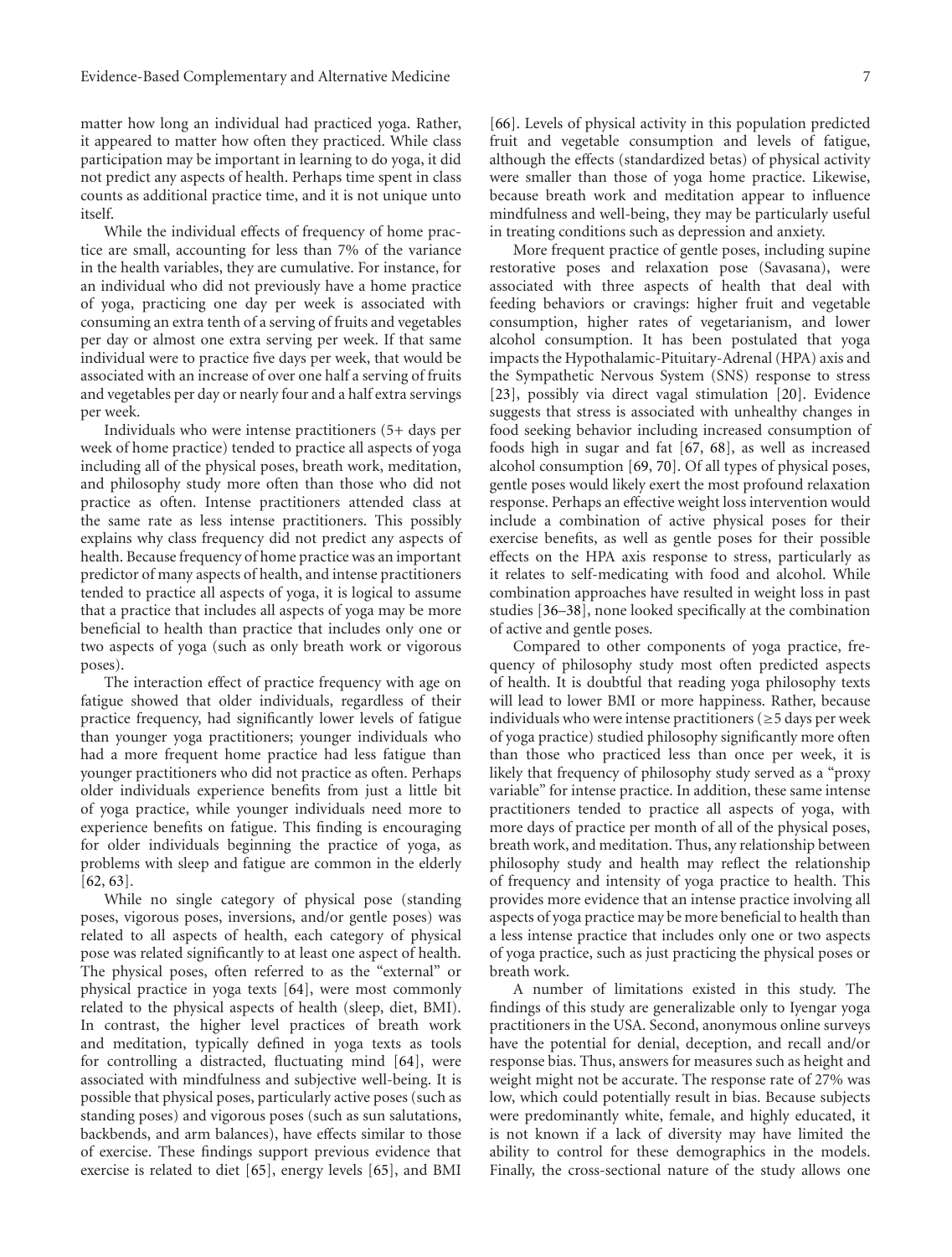matter how long an individual had practiced yoga. Rather, it appeared to matter how often they practiced. While class participation may be important in learning to do yoga, it did not predict any aspects of health. Perhaps time spent in class counts as additional practice time, and it is not unique unto itself.

While the individual effects of frequency of home practice are small, accounting for less than 7% of the variance in the health variables, they are cumulative. For instance, for an individual who did not previously have a home practice of yoga, practicing one day per week is associated with consuming an extra tenth of a serving of fruits and vegetables per day or almost one extra serving per week. If that same individual were to practice five days per week, that would be associated with an increase of over one half a serving of fruits and vegetables per day or nearly four and a half extra servings per week.

Individuals who were intense practitioners (5+ days per week of home practice) tended to practice all aspects of yoga including all of the physical poses, breath work, meditation, and philosophy study more often than those who did not practice as often. Intense practitioners attended class at the same rate as less intense practitioners. This possibly explains why class frequency did not predict any aspects of health. Because frequency of home practice was an important predictor of many aspects of health, and intense practitioners tended to practice all aspects of yoga, it is logical to assume that a practice that includes all aspects of yoga may be more beneficial to health than practice that includes only one or two aspects of yoga (such as only breath work or vigorous poses).

The interaction effect of practice frequency with age on fatigue showed that older individuals, regardless of their practice frequency, had significantly lower levels of fatigue than younger yoga practitioners; younger individuals who had a more frequent home practice had less fatigue than younger practitioners who did not practice as often. Perhaps older individuals experience benefits from just a little bit of yoga practice, while younger individuals need more to experience benefits on fatigue. This finding is encouraging for older individuals beginning the practice of yoga, as problems with sleep and fatigue are common in the elderly [62, 63].

While no single category of physical pose (standing poses, vigorous poses, inversions, and/or gentle poses) was related to all aspects of health, each category of physical pose was related significantly to at least one aspect of health. The physical poses, often referred to as the "external" or physical practice in yoga texts [64], were most commonly related to the physical aspects of health (sleep, diet, BMI). In contrast, the higher level practices of breath work and meditation, typically defined in yoga texts as tools for controlling a distracted, fluctuating mind [64], were associated with mindfulness and subjective well-being. It is possible that physical poses, particularly active poses (such as standing poses) and vigorous poses (such as sun salutations, backbends, and arm balances), have effects similar to those of exercise. These findings support previous evidence that exercise is related to diet [65], energy levels [65], and BMI [66]. Levels of physical activity in this population predicted fruit and vegetable consumption and levels of fatigue, although the effects (standardized betas) of physical activity were smaller than those of yoga home practice. Likewise, because breath work and meditation appear to influence mindfulness and well-being, they may be particularly useful in treating conditions such as depression and anxiety.

More frequent practice of gentle poses, including supine restorative poses and relaxation pose (Savasana), were associated with three aspects of health that deal with feeding behaviors or cravings: higher fruit and vegetable consumption, higher rates of vegetarianism, and lower alcohol consumption. It has been postulated that yoga impacts the Hypothalamic-Pituitary-Adrenal (HPA) axis and the Sympathetic Nervous System (SNS) response to stress [23], possibly via direct vagal stimulation [20]. Evidence suggests that stress is associated with unhealthy changes in food seeking behavior including increased consumption of foods high in sugar and fat [67, 68], as well as increased alcohol consumption [69, 70]. Of all types of physical poses, gentle poses would likely exert the most profound relaxation response. Perhaps an effective weight loss intervention would include a combination of active physical poses for their exercise benefits, as well as gentle poses for their possible effects on the HPA axis response to stress, particularly as it relates to self-medicating with food and alcohol. While combination approaches have resulted in weight loss in past studies [36–38], none looked specifically at the combination of active and gentle poses.

Compared to other components of yoga practice, frequency of philosophy study most often predicted aspects of health. It is doubtful that reading yoga philosophy texts will lead to lower BMI or more happiness. Rather, because individuals who were intense practitioners (≥5 days per week of yoga practice) studied philosophy significantly more often than those who practiced less than once per week, it is likely that frequency of philosophy study served as a "proxy variable" for intense practice. In addition, these same intense practitioners tended to practice all aspects of yoga, with more days of practice per month of all of the physical poses, breath work, and meditation. Thus, any relationship between philosophy study and health may reflect the relationship of frequency and intensity of yoga practice to health. This provides more evidence that an intense practice involving all aspects of yoga practice may be more beneficial to health than a less intense practice that includes only one or two aspects of yoga practice, such as just practicing the physical poses or breath work.

A number of limitations existed in this study. The findings of this study are generalizable only to Iyengar yoga practitioners in the USA. Second, anonymous online surveys have the potential for denial, deception, and recall and/or response bias. Thus, answers for measures such as height and weight might not be accurate. The response rate of 27% was low, which could potentially result in bias. Because subjects were predominantly white, female, and highly educated, it is not known if a lack of diversity may have limited the ability to control for these demographics in the models. Finally, the cross-sectional nature of the study allows one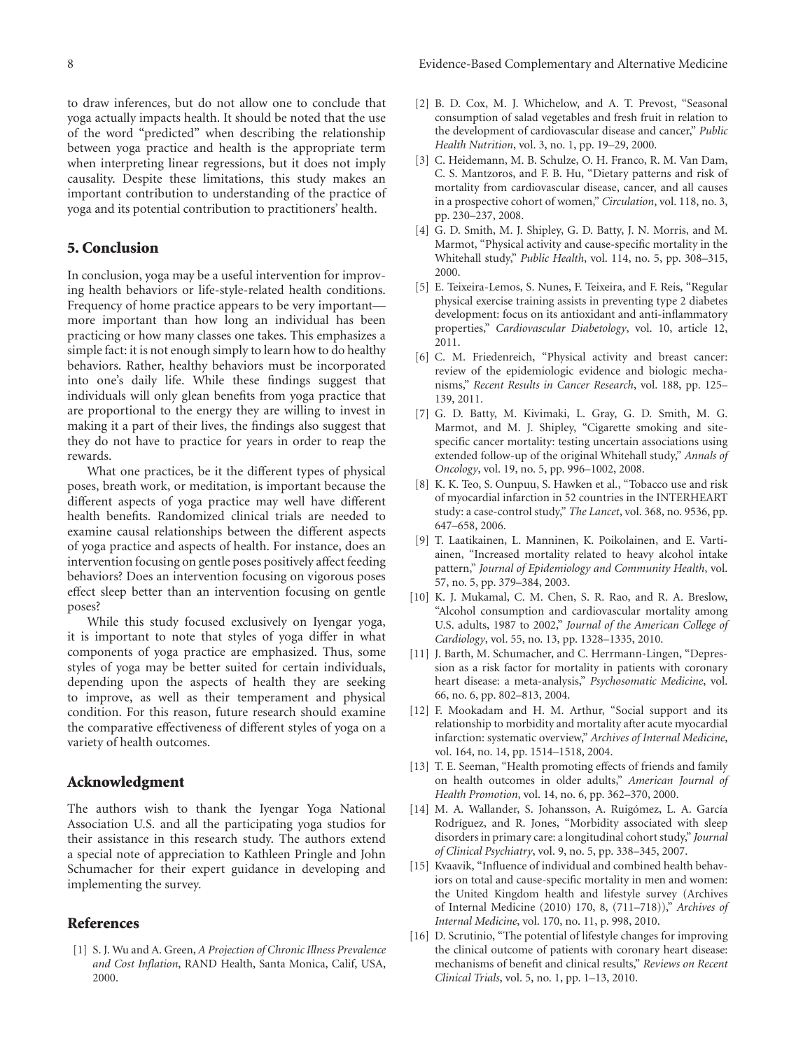to draw inferences, but do not allow one to conclude that yoga actually impacts health. It should be noted that the use of the word "predicted" when describing the relationship between yoga practice and health is the appropriate term when interpreting linear regressions, but it does not imply causality. Despite these limitations, this study makes an important contribution to understanding of the practice of yoga and its potential contribution to practitioners' health.

## 5. Conclusion

In conclusion, yoga may be a useful intervention for improving health behaviors or life-style-related health conditions. Frequency of home practice appears to be very important—more important than how long an individual has been practicing or how many classes one takes. This emphasizes a simple fact: it is not enough simply to learn how to do healthy behaviors. Rather, healthy behaviors must be incorporated into one's daily life. While these findings suggest that individuals will only glean benefits from yoga practice that are proportional to the energy they are willing to invest in making it a part of their lives, the findings also suggest that they do not have to practice for years in order to reap the rewards.

What one practices, be it the different types of physical poses, breath work, or meditation, is important because the different aspects of yoga practice may well have different health benefits. Randomized clinical trials are needed to examine causal relationships between the different aspects of yoga practice and aspects of health. For instance, does an intervention focusing on gentle poses positively affect feeding behaviors? Does an intervention focusing on vigorous poses effect sleep better than an intervention focusing on gentle poses?

While this study focused exclusively on Iyengar yoga, it is important to note that styles of yoga differ in what components of yoga practice are emphasized. Thus, some styles of yoga may be better suited for certain individuals, depending upon the aspects of health they are seeking to improve, as well as their temperament and physical condition. For this reason, future research should examine the comparative effectiveness of different styles of yoga on a variety of health outcomes.

## Acknowledgment

The authors wish to thank the Iyengar Yoga National Association U.S. and all the participating yoga studios for their assistance in this research study. The authors extend a special note of appreciation to Kathleen Pringle and John Schumacher for their expert guidance in developing and implementing the survey.

## References

[1] S. J. Wu and A. Green, *A Projection of Chronic Illness Prevalence and Cost Inflation*, RAND Health, Santa Monica, Calif, USA, 2000.

[2] B. D. Cox, M. J. Whichelow, and A. T. Prevost, "Seasonal consumption of salad vegetables and fresh fruit in relation to the development of cardiovascular disease and cancer," *Public Health Nutrition*, vol. 3, no. 1, pp. 19–29, 2000.

[3] C. Heidemann, M. B. Schulze, O. H. Franco, R. M. Van Dam, C. S. Mantzoros, and F. B. Hu, "Dietary patterns and risk of mortality from cardiovascular disease, cancer, and all causes in a prospective cohort of women," *Circulation*, vol. 118, no. 3, pp. 230–237, 2008.

[4] G. D. Smith, M. J. Shipley, G. D. Batty, J. N. Morris, and M. Marmot, "Physical activity and cause-specific mortality in the Whitehall study," *Public Health*, vol. 114, no. 5, pp. 308–315, 2000.

[5] E. Teixeira-Lemos, S. Nunes, F. Teixeira, and F. Reis, "Regular physical exercise training assists in preventing type 2 diabetes development: focus on its antioxidant and anti-inflammatory properties," *Cardiovascular Diabetology*, vol. 10, article 12, 2011.

[6] C. M. Friedenreich, "Physical activity and breast cancer: review of the epidemiologic evidence and biologic mechanisms," *Recent Results in Cancer Research*, vol. 188, pp. 125–139, 2011.

[7] G. D. Batty, M. Kivimaki, L. Gray, G. D. Smith, M. G. Marmot, and M. J. Shipley, "Cigarette smoking and site-specific cancer mortality: testing uncertain associations using extended follow-up of the original Whitehall study," *Annals of Oncology*, vol. 19, no. 5, pp. 996–1002, 2008.

[8] K. K. Teo, S. Ounpuu, S. Hawken et al., "Tobacco use and risk of myocardial infarction in 52 countries in the INTERHEART study: a case-control study," *The Lancet*, vol. 368, no. 9536, pp. 647–658, 2006.

[9] T. Laatikainen, L. Manninen, K. Poikolainen, and E. Vartiainen, "Increased mortality related to heavy alcohol intake pattern," *Journal of Epidemiology and Community Health*, vol. 57, no. 5, pp. 379–384, 2003.

[10] K. J. Mukamal, C. M. Chen, S. R. Rao, and R. A. Breslow, "Alcohol consumption and cardiovascular mortality among U.S. adults, 1987 to 2002," *Journal of the American College of Cardiology*, vol. 55, no. 13, pp. 1328–1335, 2010.

[11] J. Barth, M. Schumacher, and C. Herrmann-Lingen, "Depression as a risk factor for mortality in patients with coronary heart disease: a meta-analysis," *Psychosomatic Medicine*, vol. 66, no. 6, pp. 802–813, 2004.

[12] F. Mookadam and H. M. Arthur, "Social support and its relationship to morbidity and mortality after acute myocardial infarction: systematic overview," *Archives of Internal Medicine*, vol. 164, no. 14, pp. 1514–1518, 2004.

[13] T. E. Seeman, "Health promoting effects of friends and family on health outcomes in older adults," *American Journal of Health Promotion*, vol. 14, no. 6, pp. 362–370, 2000.

[14] M. A. Wallander, S. Johansson, A. Ruigómez, L. A. García Rodríguez, and R. Jones, "Morbidity associated with sleep disorders in primary care: a longitudinal cohort study," *Journal of Clinical Psychiatry*, vol. 9, no. 5, pp. 338–345, 2007.

[15] Kvaavik, "Influence of individual and combined health behaviors on total and cause-specific mortality in men and women: the United Kingdom health and lifestyle survey (Archives of Internal Medicine (2010) 170, 8, (711–718))," *Archives of Internal Medicine*, vol. 170, no. 11, p. 998, 2010.

[16] D. Scrutinio, "The potential of lifestyle changes for improving the clinical outcome of patients with coronary heart disease: mechanisms of benefit and clinical results," *Reviews on Recent Clinical Trials*, vol. 5, no. 1, pp. 1–13, 2010.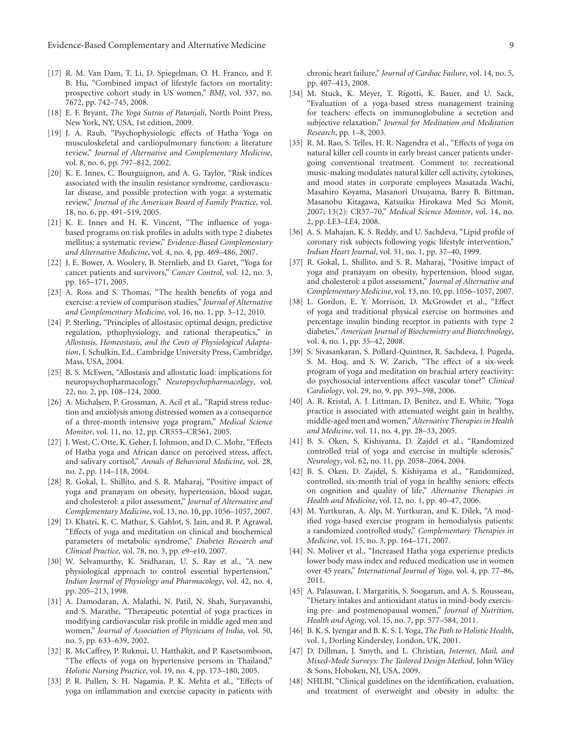[17] R. M. Van Dam, T. Li, D. Spiegelman, O. H. Franco, and F. B. Hu, "Combined impact of lifestyle factors on mortality: prospective cohort study in US women," *BMJ*, vol. 337, no. 7672, pp. 742–745, 2008.

[18] E. F. Bryant, *The Yoga Sutras of Patanjali*, North Point Press, New York, NY, USA, 1st edition, 2009.

[19] J. A. Raub, "Psychophysiologic effects of Hatha Yoga on musculoskeletal and cardiopulmonary function: a literature review," *Journal of Alternative and Complementary Medicine*, vol. 8, no. 6, pp. 797–812, 2002.

[20] K. E. Innes, C. Bourguignon, and A. G. Taylor, "Risk indices associated with the insulin resistance syndrome, cardiovascular disease, and possible protection with yoga: a systematic review," *Journal of the American Board of Family Practice*, vol. 18, no. 6, pp. 491–519, 2005.

[21] K. E. Innes and H. K. Vincent, "The influence of yoga-based programs on risk profiles in adults with type 2 diabetes mellitus: a systematic review," *Evidence-Based Complementary and Alternative Medicine*, vol. 4, no. 4, pp. 469–486, 2007.

[22] J. E. Bower, A. Woolery, B. Sternlieb, and D. Garet, "Yoga for cancer patients and survivors," *Cancer Control*, vol. 12, no. 3, pp. 165–171, 2005.

[23] A. Ross and S. Thomas, "The health benefits of yoga and exercise: a review of comparison studies," *Journal of Alternative and Complementary Medicine*, vol. 16, no. 1, pp. 3–12, 2010.

[24] P. Sterling, "Principles of allostasis: optimal design, predictive regulation, pthophysiology, and rational therapeutics," in *Allostasis, Homeostasis, and the Costs of Physiological Adaptation*, J. Schulkin, Ed., Cambridge University Press, Cambridge, Mass, USA, 2004.

[25] B. S. McEwen, "Allostasis and allostatic load: implications for neuropsychopharmacology," *Neuropsychopharmacology*, vol. 22, no. 2, pp. 108–124, 2000.

[26] A. Michalsen, P. Grossman, A. Acil et al., "Rapid stress reduction and anxiolysis among distressed women as a consequence of a three-month intensive yoga program," *Medical Science Monitor*, vol. 11, no. 12, pp. CR555–CR561, 2005.

[27] J. West, C. Otte, K. Geher, J. Johnson, and D. C. Mohr, "Effects of Hatha yoga and African dance on perceived stress, affect, and salivary cortisol," *Annals of Behavioral Medicine*, vol. 28, no. 2, pp. 114–118, 2004.

[28] R. Gokal, L. Shillito, and S. R. Maharaj, "Positive impact of yoga and pranayam on obesity, hypertension, blood sugar, and cholesterol: a pilot assessment," *Journal of Alternative and Complementary Medicine*, vol. 13, no. 10, pp. 1056–1057, 2007.

[29] D. Khatri, K. C. Mathur, S. Gahlot, S. Jain, and R. P. Agrawal, "Effects of yoga and meditation on clinical and biochemical parameters of metabolic syndrome," *Diabetes Research and Clinical Practice*, vol. 78, no. 3, pp. e9–e10, 2007.

[30] W. Selvamurthy, K. Sridharan, U. S. Ray et al., "A new physiological approach to control essential hypertension," *Indian Journal of Physiology and Pharmacology*, vol. 42, no. 4, pp. 205–213, 1998.

[31] A. Damodaran, A. Malathi, N. Patil, N. Shah, Suryavanshi, and S. Marathe, "Therapeutic potential of yoga practices in modifying cardiovascular risk profile in middle aged men and women," *Journal of Association of Physicians of India*, vol. 50, no. 5, pp. 633–639, 2002.

[32] R. McCaffrey, P. Ruknui, U. Hatthakit, and P. Kasetsomboon, "The effects of yoga on hypertensive persons in Thailand," *Holistic Nursing Practice*, vol. 19, no. 4, pp. 173–180, 2005.

[33] P. R. Pullen, S. H. Nagamia, P. K. Mehta et al., "Effects of yoga on inflammation and exercise capacity in patients with chronic heart failure," *Journal of Cardiac Failure*, vol. 14, no. 5, pp. 407–413, 2008.

[34] M. Stuck, K. Meyer, T. Rigotti, K. Bauer, and U. Sack, "Evaluation of a yoga-based stress management training for teachers: effects on immunoglobuline a secretion and subjective relaxation," *Journal for Meditation and Meditation Research*, pp. 1–8, 2003.

[35] R. M. Rao, S. Telles, H. R. Nagendra et al., "Effects of yoga on natural killer cell counts in early breast cancer patients undergoing conventional treatment. Comment to: recreational music-making modulates natural killer cell activity, cytokines, and mood states in corporate employees Masatada Wachi, Masahiro Koyama, Masanori Utsuyama, Barry B. Bittman, Masanobu Kitagawa, Katsuiku Hirokawa Med Sci Monit, 2007; 13(2): CR57–70," *Medical Science Monitor*, vol. 14, no. 2, pp. LE3–LE4, 2008.

[36] A. S. Mahajan, K. S. Reddy, and U. Sachdeva, "Lipid profile of coronary risk subjects following yogic lifestyle intervention," *Indian Heart Journal*, vol. 51, no. 1, pp. 37–40, 1999.

[37] R. Gokal, L. Shillito, and S. R. Maharaj, "Positive impact of yoga and pranayam on obesity, hypertension, blood sugar, and cholesterol: a pilot assessment," *Journal of Alternative and Complementary Medicine*, vol. 13, no. 10, pp. 1056–1057, 2007.

[38] L. Gordon, E. Y. Morrison, D. McGrowder et al., "Effect of yoga and traditional physical exercise on hormones and percentage insulin binding receptor in patients with type 2 diabetes," *American Journal of Biochemistry and Biotechnology*, vol. 4, no. 1, pp. 35–42, 2008.

[39] S. Sivasankaran, S. Pollard-Quintner, R. Sachdeva, J. Pugeda, S. M. Hoq, and S. W. Zarich, "The effect of a six-week program of yoga and meditation on brachial artery reactivity: do psychosocial interventions affect vascular tone?" *Clinical Cardiology*, vol. 29, no. 9, pp. 393–398, 2006.

[40] A. R. Kristal, A. J. Littman, D. Benitez, and E. White, "Yoga practice is associated with attenuated weight gain in healthy, middle-aged men and women," *Alternative Therapies in Health and Medicine*, vol. 11, no. 4, pp. 28–33, 2005.

[41] B. S. Oken, S. Kishiyama, D. Zajdel et al., "Randomized controlled trial of yoga and exercise in multiple sclerosis," *Neurology*, vol. 62, no. 11, pp. 2058–2064, 2004.

[42] B. S. Oken, D. Zajdel, S. Kishiyama et al., "Randomized, controlled, six-month trial of yoga in healthy seniors: effects on cognition and quality of life," *Alternative Therapies in Health and Medicine*, vol. 12, no. 1, pp. 40–47, 2006.

[43] M. Yurtkuran, A. Alp, M. Yurtkuran, and K. Dilek, "A modified yoga-based exercise program in hemodialysis patients: a randomized controlled study," *Complementary Therapies in Medicine*, vol. 15, no. 3, pp. 164–171, 2007.

[44] N. Moliver et al., "Increased Hatha yoga experience predicts lower body mass index and reduced medication use in women over 45 years," *International Journal of Yoga*, vol. 4, pp. 77–86, 2011.

[45] A. Palasuwan, I. Margaritis, S. Soogarun, and A. S. Rousseau, "Dietary intakes and antioxidant status in mind-body exercising pre- and postmenopausal women," *Journal of Nutrition, Health and Aging*, vol. 15, no. 7, pp. 577–584, 2011.

[46] B. K. S. Iyengar and B. K. S. I. Yoga, *The Path to Holistic Health*, vol. 1, Dorling Kindersley, London, UK, 2001.

[47] D. Dillman, J. Smyth, and L. Christian, *Internet, Mail, and Mixed-Mode Surveys: The Tailored Design Method*, John Wiley & Sons, Hoboken, NJ, USA, 2009.

[48] NHLBI, "Clinical guidelines on the identification, evaluation, and treatment of overweight and obesity in adults: the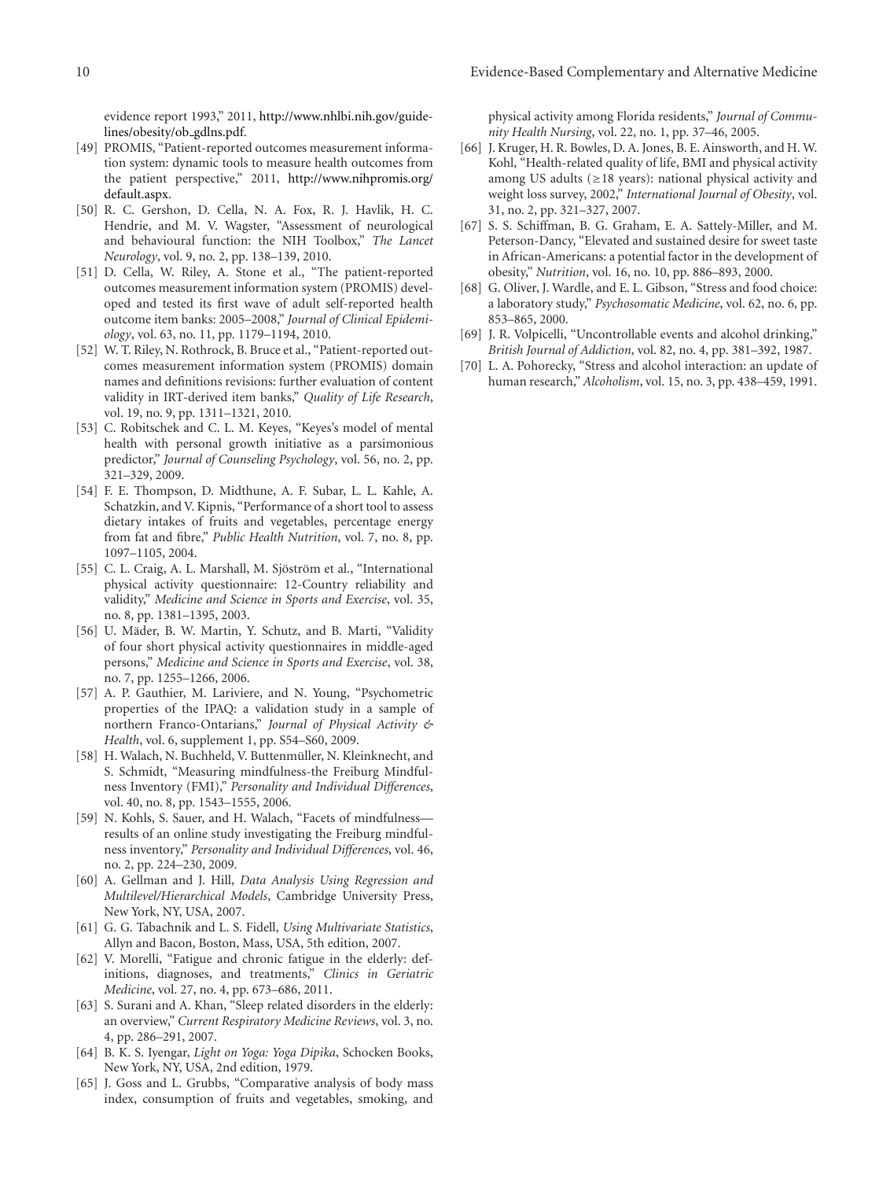evidence report 1993," 2011, http://www.nhlbi.nih.gov/guidelines/obesity/ob_gdlns.pdf.

[49] PROMIS, "Patient-reported outcomes measurement information system: dynamic tools to measure health outcomes from the patient perspective," 2011, http://www.nihpromis.org/default.aspx.

[50] R. C. Gershon, D. Cella, N. A. Fox, R. J. Havlik, H. C. Hendrie, and M. V. Wagster, "Assessment of neurological and behavioural function: the NIH Toolbox," *The Lancet Neurology*, vol. 9, no. 2, pp. 138–139, 2010.

[51] D. Cella, W. Riley, A. Stone et al., "The patient-reported outcomes measurement information system (PROMIS) developed and tested its first wave of adult self-reported health outcome item banks: 2005–2008," *Journal of Clinical Epidemiology*, vol. 63, no. 11, pp. 1179–1194, 2010.

[52] W. T. Riley, N. Rothrock, B. Bruce et al., "Patient-reported outcomes measurement information system (PROMIS) domain names and definitions revisions: further evaluation of content validity in IRT-derived item banks," *Quality of Life Research*, vol. 19, no. 9, pp. 1311–1321, 2010.

[53] C. Robitschek and C. L. M. Keyes, "Keyes's model of mental health with personal growth initiative as a parsimonious predictor," *Journal of Counseling Psychology*, vol. 56, no. 2, pp. 321–329, 2009.

[54] F. E. Thompson, D. Midthune, A. F. Subar, L. L. Kahle, A. Schatzkin, and V. Kipnis, "Performance of a short tool to assess dietary intakes of fruits and vegetables, percentage energy from fat and fibre," *Public Health Nutrition*, vol. 7, no. 8, pp. 1097–1105, 2004.

[55] C. L. Craig, A. L. Marshall, M. Sjöström et al., "International physical activity questionnaire: 12-Country reliability and validity," *Medicine and Science in Sports and Exercise*, vol. 35, no. 8, pp. 1381–1395, 2003.

[56] U. Mäder, B. W. Martin, Y. Schutz, and B. Marti, "Validity of four short physical activity questionnaires in middle-aged persons," *Medicine and Science in Sports and Exercise*, vol. 38, no. 7, pp. 1255–1266, 2006.

[57] A. P. Gauthier, M. Lariviere, and N. Young, "Psychometric properties of the IPAQ: a validation study in a sample of northern Franco-Ontarians," *Journal of Physical Activity & Health*, vol. 6, supplement 1, pp. S54–S60, 2009.

[58] H. Walach, N. Buchheld, V. Buttenmüller, N. Kleinknecht, and S. Schmidt, "Measuring mindfulness-the Freiburg Mindfulness Inventory (FMI)," *Personality and Individual Differences*, vol. 40, no. 8, pp. 1543–1555, 2006.

[59] N. Kohls, S. Sauer, and H. Walach, "Facets of mindfulness—results of an online study investigating the Freiburg mindfulness inventory," *Personality and Individual Differences*, vol. 46, no. 2, pp. 224–230, 2009.

[60] A. Gellman and J. Hill, *Data Analysis Using Regression and Multilevel/Hierarchical Models*, Cambridge University Press, New York, NY, USA, 2007.

[61] G. G. Tabachnik and L. S. Fidell, *Using Multivariate Statistics*, Allyn and Bacon, Boston, Mass, USA, 5th edition, 2007.

[62] V. Morelli, "Fatigue and chronic fatigue in the elderly: definitions, diagnoses, and treatments," *Clinics in Geriatric Medicine*, vol. 27, no. 4, pp. 673–686, 2011.

[63] S. Surani and A. Khan, "Sleep related disorders in the elderly: an overview," *Current Respiratory Medicine Reviews*, vol. 3, no. 4, pp. 286–291, 2007.

[64] B. K. S. Iyengar, *Light on Yoga: Yoga Dipika*, Schocken Books, New York, NY, USA, 2nd edition, 1979.

[65] J. Goss and L. Grubbs, "Comparative analysis of body mass index, consumption of fruits and vegetables, smoking, and physical activity among Florida residents," *Journal of Community Health Nursing*, vol. 22, no. 1, pp. 37–46, 2005.

[66] J. Kruger, H. R. Bowles, D. A. Jones, B. E. Ainsworth, and H. W. Kohl, "Health-related quality of life, BMI and physical activity among US adults ($\geq$18 years): national physical activity and weight loss survey, 2002," *International Journal of Obesity*, vol. 31, no. 2, pp. 321–327, 2007.

[67] S. S. Schiffman, B. G. Graham, E. A. Sattely-Miller, and M. Peterson-Dancy, "Elevated and sustained desire for sweet taste in African-Americans: a potential factor in the development of obesity," *Nutrition*, vol. 16, no. 10, pp. 886–893, 2000.

[68] G. Oliver, J. Wardle, and E. L. Gibson, "Stress and food choice: a laboratory study," *Psychosomatic Medicine*, vol. 62, no. 6, pp. 853–865, 2000.

[69] J. R. Volpicelli, "Uncontrollable events and alcohol drinking," *British Journal of Addiction*, vol. 82, no. 4, pp. 381–392, 1987.

[70] L. A. Pohorecky, "Stress and alcohol interaction: an update of human research," *Alcoholism*, vol. 15, no. 3, pp. 438–459, 1991.